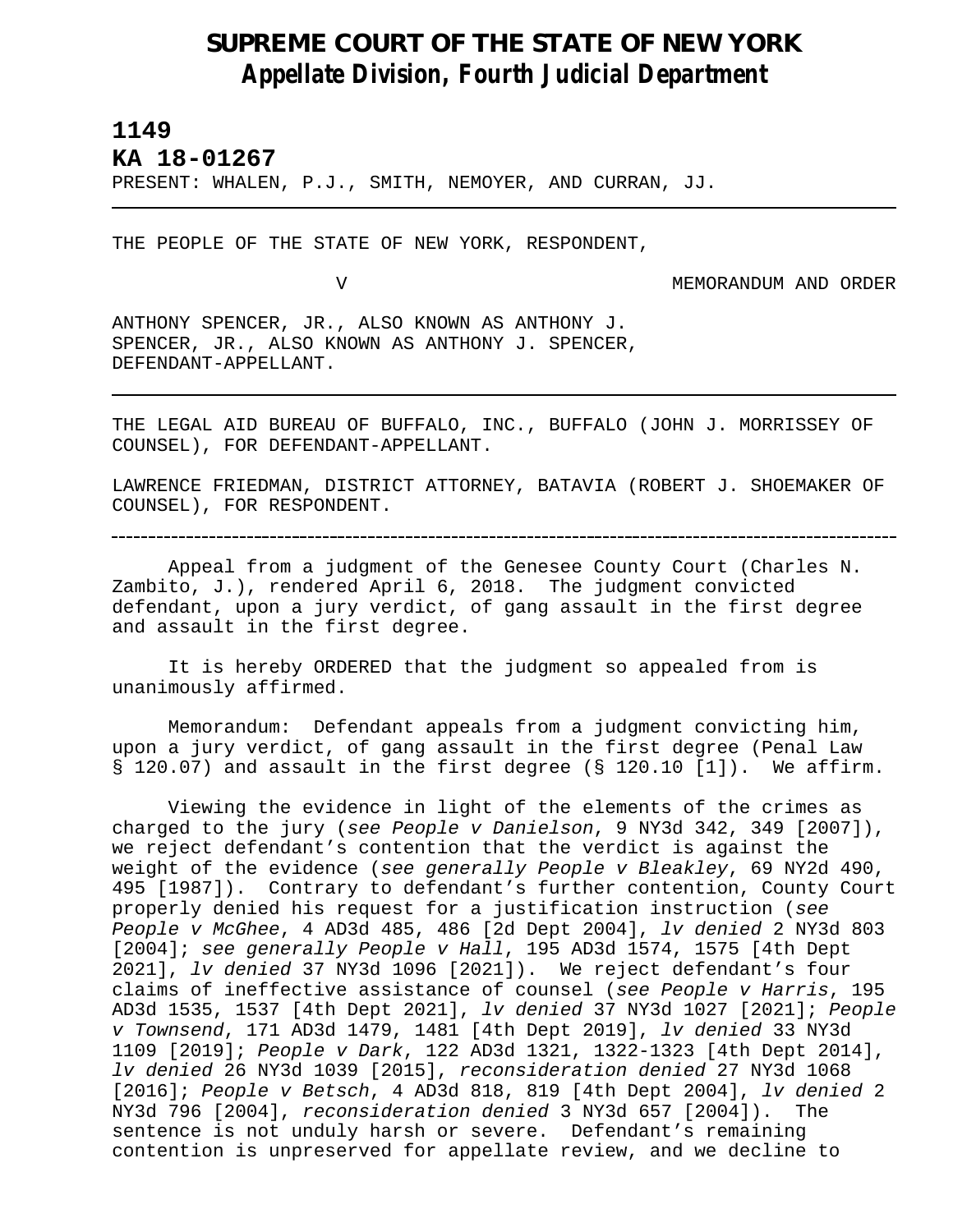# SUPREME COURT OF THE STATE OF NEW YORK

## *Appellate Division, Fourth Judicial Department*

**1149**

**KA 18-01267**

PRESENT: WHALEN, P.J., SMITH, NEMOYER, AND CURRAN, JJ.

---

THE PEOPLE OF THE STATE OF NEW YORK, RESPONDENT,

V MEMORANDUM AND ORDER

ANTHONY SPENCER, JR., ALSO KNOWN AS ANTHONY J. SPENCER, JR., ALSO KNOWN AS ANTHONY J. SPENCER, DEFENDANT-APPELLANT.

---

THE LEGAL AID BUREAU OF BUFFALO, INC., BUFFALO (JOHN J. MORRISSEY OF COUNSEL), FOR DEFENDANT-APPELLANT.

LAWRENCE FRIEDMAN, DISTRICT ATTORNEY, BATAVIA (ROBERT J. SHOEMAKER OF COUNSEL), FOR RESPONDENT.

---

Appeal from a judgment of the Genesee County Court (Charles N. Zambito, J.), rendered April 6, 2018. The judgment convicted defendant, upon a jury verdict, of gang assault in the first degree and assault in the first degree.

It is hereby ORDERED that the judgment so appealed from is unanimously affirmed.

Memorandum: Defendant appeals from a judgment convicting him, upon a jury verdict, of gang assault in the first degree (Penal Law § 120.07) and assault in the first degree (§ 120.10 [1]). We affirm.

Viewing the evidence in light of the elements of the crimes as charged to the jury (*see People v Danielson*, 9 NY3d 342, 349 [2007]), we reject defendant's contention that the verdict is against the weight of the evidence (*see generally People v Bleakley*, 69 NY2d 490, 495 [1987]). Contrary to defendant's further contention, County Court properly denied his request for a justification instruction (*see People v McGhee*, 4 AD3d 485, 486 [2d Dept 2004], *lv denied* 2 NY3d 803 [2004]; *see generally People v Hall*, 195 AD3d 1574, 1575 [4th Dept 2021], *lv denied* 37 NY3d 1096 [2021]). We reject defendant's four claims of ineffective assistance of counsel (*see People v Harris*, 195 AD3d 1535, 1537 [4th Dept 2021], *lv denied* 37 NY3d 1027 [2021]; *People v Townsend*, 171 AD3d 1479, 1481 [4th Dept 2019], *lv denied* 33 NY3d 1109 [2019]; *People v Dark*, 122 AD3d 1321, 1322-1323 [4th Dept 2014], *lv denied* 26 NY3d 1039 [2015], *reconsideration denied* 27 NY3d 1068 [2016]; *People v Betsch*, 4 AD3d 818, 819 [4th Dept 2004], *lv denied* 2 NY3d 796 [2004], *reconsideration denied* 3 NY3d 657 [2004]). The sentence is not unduly harsh or severe. Defendant's remaining contention is unpreserved for appellate review, and we decline to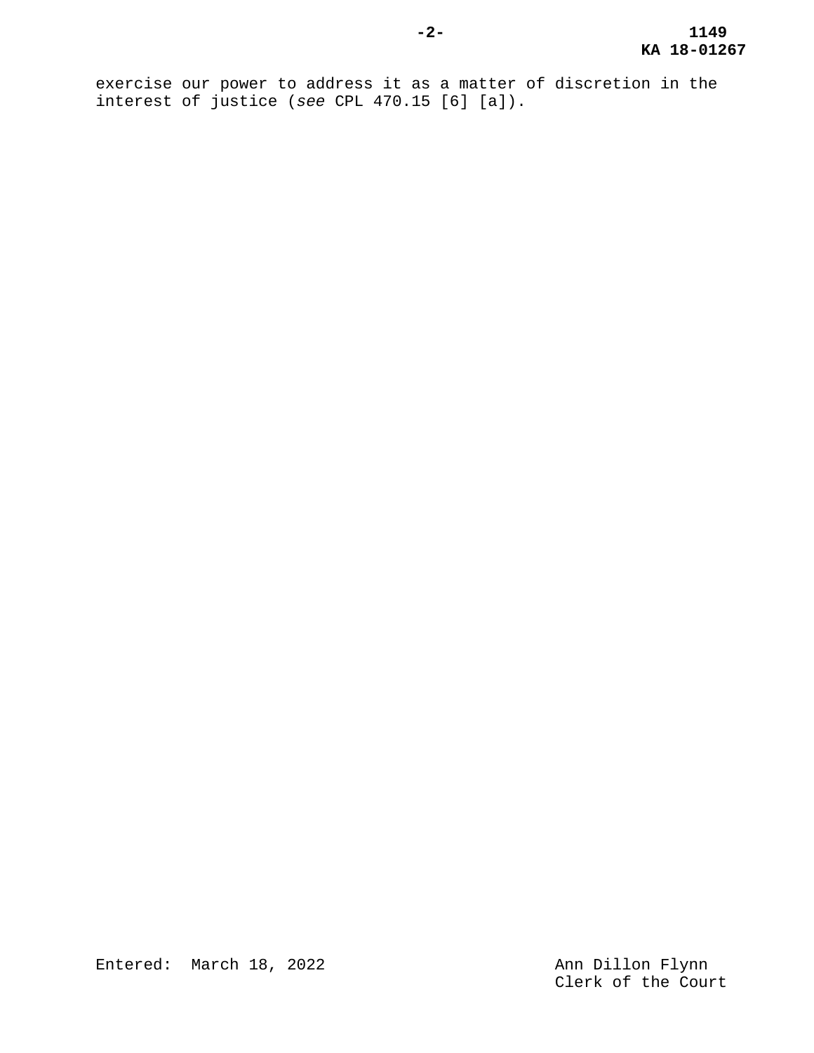exercise our power to address it as a matter of discretion in the interest of justice (*see* CPL 470.15 [6] [a]).

Entered: March 18, 2022

Ann Dillon Flynn
Clerk of the Court